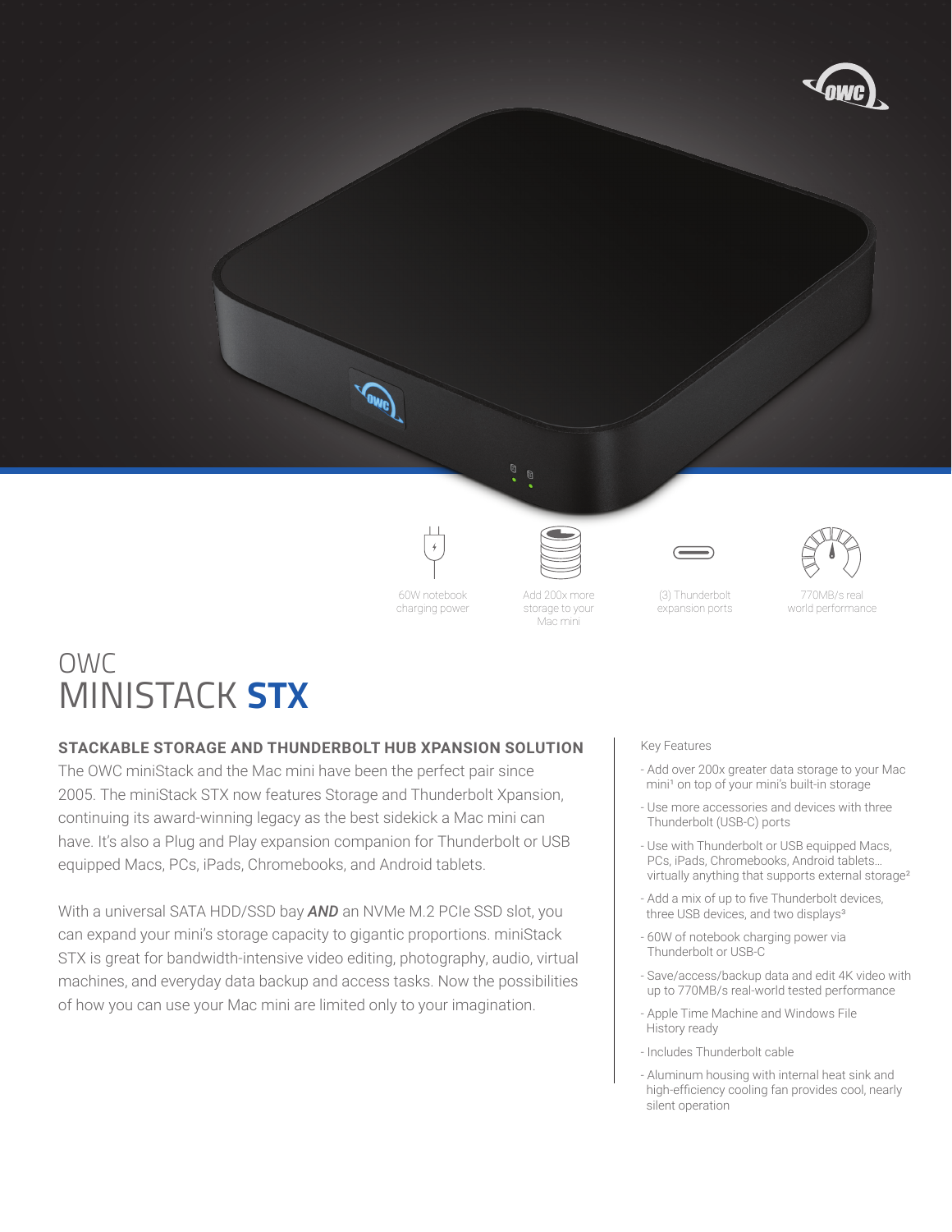60W notebook charging power

Add 200x more storage to your Mac mini

(3) Thunderbolt expansion ports

770MB/s real world performance

# OWC MINISTACK **STX**

## STACKABLE STORAGE AND THUNDERBOLT HUB XPANSION SOLUTION

The OWC miniStack and the Mac mini have been the perfect pair since 2005. The miniStack STX now features Storage and Thunderbolt Xpansion, continuing its award-winning legacy as the best sidekick a Mac mini can have. It's also a Plug and Play expansion companion for Thunderbolt or USB equipped Macs, PCs, iPads, Chromebooks, and Android tablets.

With a universal SATA HDD/SSD bay ***AND*** an NVMe M.2 PCIe SSD slot, you can expand your mini's storage capacity to gigantic proportions. miniStack STX is great for bandwidth-intensive video editing, photography, audio, virtual machines, and everyday data backup and access tasks. Now the possibilities of how you can use your Mac mini are limited only to your imagination.

Key Features

- Add over 200x greater data storage to your Mac mini[1] on top of your mini's built-in storage
- Use more accessories and devices with three Thunderbolt (USB-C) ports
- Use with Thunderbolt or USB equipped Macs, PCs, iPads, Chromebooks, Android tablets… virtually anything that supports external storage[2]
- Add a mix of up to five Thunderbolt devices, three USB devices, and two displays[3]
- 60W of notebook charging power via Thunderbolt or USB-C
- Save/access/backup data and edit 4K video with up to 770MB/s real-world tested performance
- Apple Time Machine and Windows File History ready
- Includes Thunderbolt cable
- Aluminum housing with internal heat sink and high-efficiency cooling fan provides cool, nearly silent operation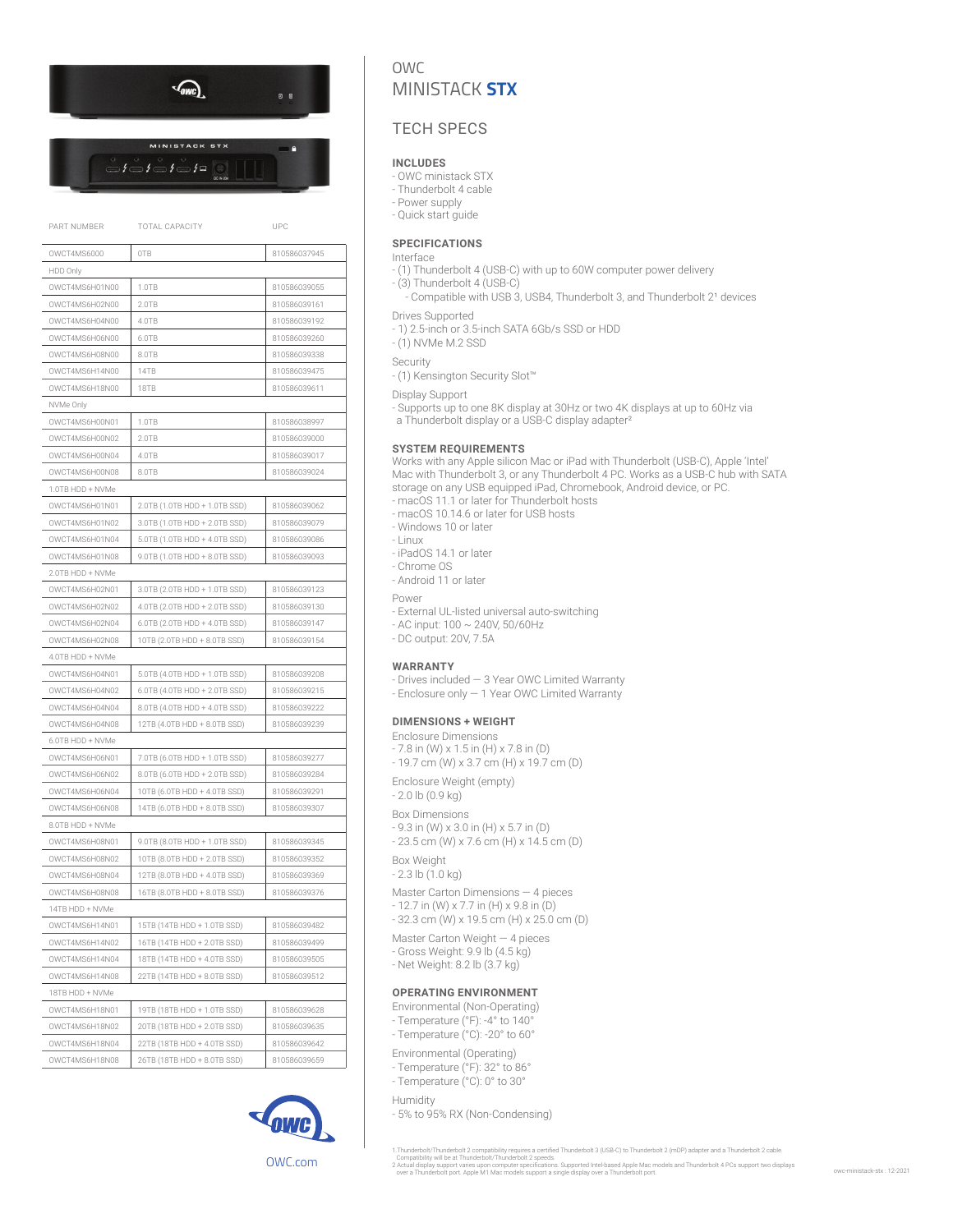# OWC MINISTACK **STX**

## TECH SPECS

| PART NUMBER | TOTAL CAPACITY | UPC |
|---|---|---|
| OWCT4MS6000 | 0TB | 810586037945 |
| HDD Only | | |
| OWCT4MS6H01N00 | 1.0TB | 810586039055 |
| OWCT4MS6H02N00 | 2.0TB | 810586039161 |
| OWCT4MS6H04N00 | 4.0TB | 810586039192 |
| OWCT4MS6H06N00 | 6.0TB | 810586039260 |
| OWCT4MS6H08N00 | 8.0TB | 810586039338 |
| OWCT4MS6H14N00 | 14TB | 810586039475 |
| OWCT4MS6H18N00 | 18TB | 810586039611 |
| NVMe Only | | |
| OWCT4MS6H00N01 | 1.0TB | 810586038997 |
| OWCT4MS6H00N02 | 2.0TB | 810586039000 |
| OWCT4MS6H00N04 | 4.0TB | 810586039017 |
| OWCT4MS6H00N08 | 8.0TB | 810586039024 |
| 1.0TB HDD + NVMe | | |
| OWCT4MS6H01N01 | 2.0TB (1.0TB HDD + 1.0TB SSD) | 810586039062 |
| OWCT4MS6H01N02 | 3.0TB (1.0TB HDD + 2.0TB SSD) | 810586039079 |
| OWCT4MS6H01N04 | 5.0TB (1.0TB HDD + 4.0TB SSD) | 810586039086 |
| OWCT4MS6H01N08 | 9.0TB (1.0TB HDD + 8.0TB SSD) | 810586039093 |
| 2.0TB HDD + NVMe | | |
| OWCT4MS6H02N01 | 3.0TB (2.0TB HDD + 1.0TB SSD) | 810586039123 |
| OWCT4MS6H02N02 | 4.0TB (2.0TB HDD + 2.0TB SSD) | 810586039130 |
| OWCT4MS6H02N04 | 6.0TB (2.0TB HDD + 4.0TB SSD) | 810586039147 |
| OWCT4MS6H02N08 | 10TB (2.0TB HDD + 8.0TB SSD) | 810586039154 |
| 4.0TB HDD + NVMe | | |
| OWCT4MS6H04N01 | 5.0TB (4.0TB HDD + 1.0TB SSD) | 810586039208 |
| OWCT4MS6H04N02 | 6.0TB (4.0TB HDD + 2.0TB SSD) | 810586039215 |
| OWCT4MS6H04N04 | 8.0TB (4.0TB HDD + 4.0TB SSD) | 810586039222 |
| OWCT4MS6H04N08 | 12TB (4.0TB HDD + 8.0TB SSD) | 810586039239 |
| 6.0TB HDD + NVMe | | |
| OWCT4MS6H06N01 | 7.0TB (6.0TB HDD + 1.0TB SSD) | 810586039277 |
| OWCT4MS6H06N02 | 8.0TB (6.0TB HDD + 2.0TB SSD) | 810586039284 |
| OWCT4MS6H06N04 | 10TB (6.0TB HDD + 4.0TB SSD) | 810586039291 |
| OWCT4MS6H06N08 | 14TB (6.0TB HDD + 8.0TB SSD) | 810586039307 |
| 8.0TB HDD + NVMe | | |
| OWCT4MS6H08N01 | 9.0TB (8.0TB HDD + 1.0TB SSD) | 810586039345 |
| OWCT4MS6H08N02 | 10TB (8.0TB HDD + 2.0TB SSD) | 810586039352 |
| OWCT4MS6H08N04 | 12TB (8.0TB HDD + 4.0TB SSD) | 810586039369 |
| OWCT4MS6H08N08 | 16TB (8.0TB HDD + 8.0TB SSD) | 810586039376 |
| 14TB HDD + NVMe | | |
| OWCT4MS6H14N01 | 15TB (14TB HDD + 1.0TB SSD) | 810586039482 |
| OWCT4MS6H14N02 | 16TB (14TB HDD + 2.0TB SSD) | 810586039499 |
| OWCT4MS6H14N04 | 18TB (14TB HDD + 4.0TB SSD) | 810586039505 |
| OWCT4MS6H14N08 | 22TB (14TB HDD + 8.0TB SSD) | 810586039512 |
| 18TB HDD + NVMe | | |
| OWCT4MS6H18N01 | 19TB (18TB HDD + 1.0TB SSD) | 810586039628 |
| OWCT4MS6H18N02 | 20TB (18TB HDD + 2.0TB SSD) | 810586039635 |
| OWCT4MS6H18N04 | 22TB (18TB HDD + 4.0TB SSD) | 810586039642 |
| OWCT4MS6H18N08 | 26TB (18TB HDD + 8.0TB SSD) | 810586039659 |

OWC.com

### INCLUDES

- OWC ministack STX
- Thunderbolt 4 cable
- Power supply
- Quick start guide

### SPECIFICATIONS

Interface
- (1) Thunderbolt 4 (USB-C) with up to 60W computer power delivery
- (3) Thunderbolt 4 (USB-C)
  - Compatible with USB 3, USB4, Thunderbolt 3, and Thunderbolt 2[1] devices

Drives Supported
- 1) 2.5-inch or 3.5-inch SATA 6Gb/s SSD or HDD
- (1) NVMe M.2 SSD

Security
- (1) Kensington Security Slot™

Display Support
- Supports up to one 8K display at 30Hz or two 4K displays at up to 60Hz via a Thunderbolt display or a USB-C display adapter[2]

### SYSTEM REQUIREMENTS

Works with any Apple silicon Mac or iPad with Thunderbolt (USB-C), Apple 'Intel' Mac with Thunderbolt 3, or any Thunderbolt 4 PC. Works as a USB-C hub with SATA storage on any USB equipped iPad, Chromebook, Android device, or PC.
- macOS 11.1 or later for Thunderbolt hosts
- macOS 10.14.6 or later for USB hosts
- Windows 10 or later
- Linux
- iPadOS 14.1 or later
- Chrome OS
- Android 11 or later

Power
- External UL-listed universal auto-switching
- AC input: 100 ~ 240V, 50/60Hz
- DC output: 20V, 7.5A

### WARRANTY

- Drives included — 3 Year OWC Limited Warranty
- Enclosure only — 1 Year OWC Limited Warranty

### DIMENSIONS + WEIGHT

Enclosure Dimensions
- 7.8 in (W) x 1.5 in (H) x 7.8 in (D)
- 19.7 cm (W) x 3.7 cm (H) x 19.7 cm (D)

Enclosure Weight (empty)
- 2.0 lb (0.9 kg)

Box Dimensions
- 9.3 in (W) x 3.0 in (H) x 5.7 in (D)
- 23.5 cm (W) x 7.6 cm (H) x 14.5 cm (D)

Box Weight
- 2.3 lb (1.0 kg)

Master Carton Dimensions — 4 pieces
- 12.7 in (W) x 7.7 in (H) x 9.8 in (D)
- 32.3 cm (W) x 19.5 cm (H) x 25.0 cm (D)

Master Carton Weight — 4 pieces
- Gross Weight: 9.9 lb (4.5 kg)
- Net Weight: 8.2 lb (3.7 kg)

### OPERATING ENVIRONMENT

Environmental (Non-Operating)
- Temperature (°F): -4° to 140°
- Temperature (°C): -20° to 60°

Environmental (Operating)
- Temperature (°F): 32° to 86°
- Temperature (°C): 0° to 30°

Humidity
- 5% to 95% RX (Non-Condensing)

1 Thunderbolt/Thunderbolt 2 compatibility requires a certified Thunderbolt 3 (USB-C) to Thunderbolt 2 (mDP) adapter and a Thunderbolt 2 cable. Compatibility will be at Thunderbolt/Thunderbolt 2 speeds.
2 Actual display support varies upon computer specifications. Supported Intel-based Apple Mac models and Thunderbolt 4 PCs support two displays over a Thunderbolt port. Apple M1 Mac models support a single display over a Thunderbolt port.

owc-ministack-stx : 12-2021